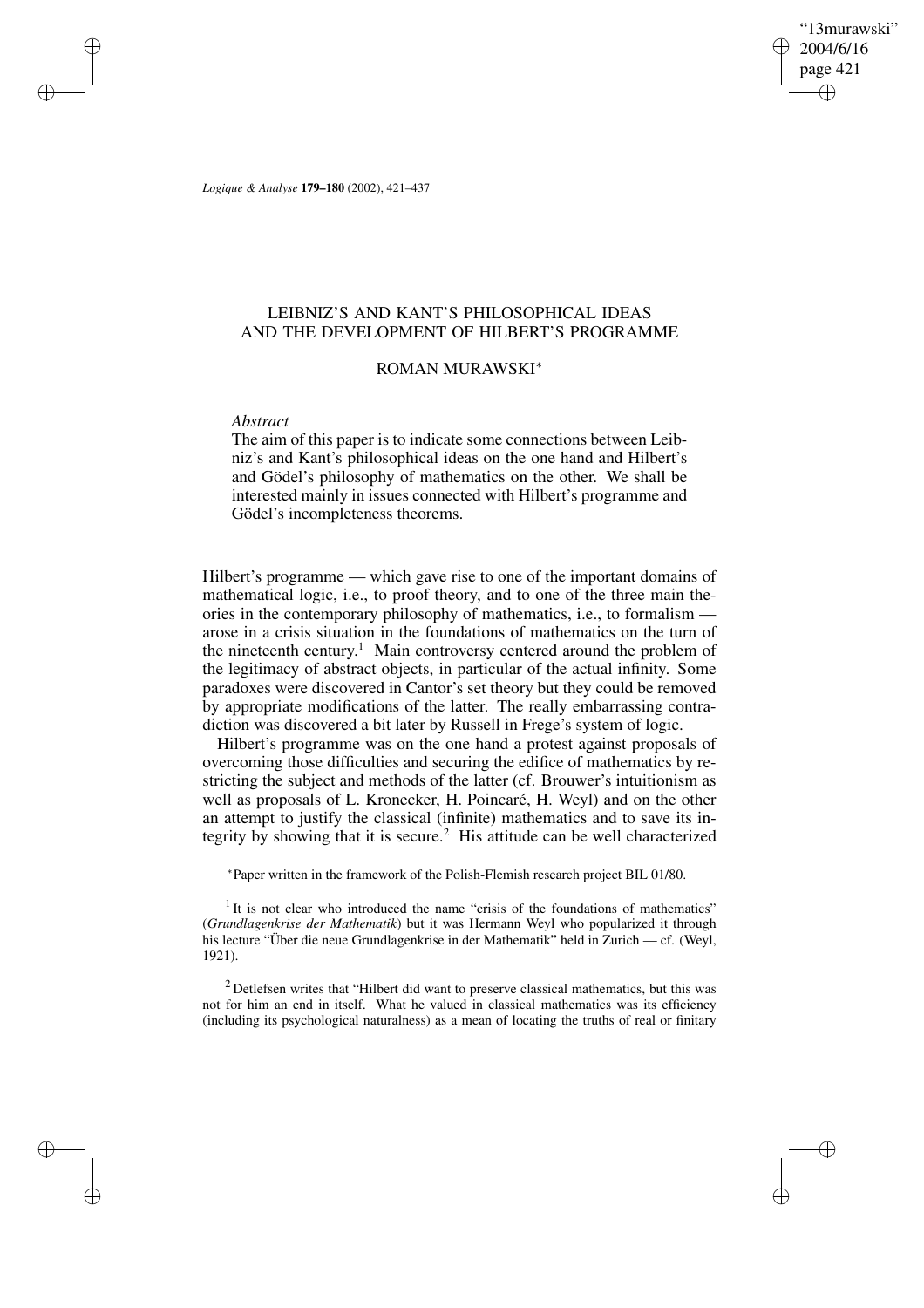# LEIBNIZ'S AND KANT'S PHILOSOPHICAL IDEAS AND THE DEVELOPMENT OF HILBERT'S PROGRAMME

## ROMAN MURAWSKI*

*Abstract*

The aim of this paper is to indicate some connections between Leibniz's and Kant's philosophical ideas on the one hand and Hilbert's and Gödel's philosophy of mathematics on the other. We shall be interested mainly in issues connected with Hilbert's programme and Gödel's incompleteness theorems.

Hilbert's programme — which gave rise to one of the important domains of mathematical logic, i.e., to proof theory, and to one of the three main theories in the contemporary philosophy of mathematics, i.e., to formalism — arose in a crisis situation in the foundations of mathematics on the turn of the nineteenth century.[1] Main controversy centered around the problem of the legitimacy of abstract objects, in particular of the actual infinity. Some paradoxes were discovered in Cantor's set theory but they could be removed by appropriate modifications of the latter. The really embarrassing contradiction was discovered a bit later by Russell in Frege's system of logic.

Hilbert's programme was on the one hand a protest against proposals of overcoming those difficulties and securing the edifice of mathematics by restricting the subject and methods of the latter (cf. Brouwer's intuitionism as well as proposals of L. Kronecker, H. Poincaré, H. Weyl) and on the other an attempt to justify the classical (infinite) mathematics and to save its integrity by showing that it is secure.[2] His attitude can be well characterized

---

*Paper written in the framework of the Polish-Flemish research project BIL 01/80.

[1] It is not clear who introduced the name "crisis of the foundations of mathematics" (*Grundlagenkrise der Mathematik*) but it was Hermann Weyl who popularized it through his lecture "Über die neue Grundlagenkrise in der Mathematik" held in Zurich — cf. (Weyl, 1921).

[2] Detlefsen writes that "Hilbert did want to preserve classical mathematics, but this was not for him an end in itself. What he valued in classical mathematics was its efficiency (including its psychological naturalness) as a mean of locating the truths of real or finitary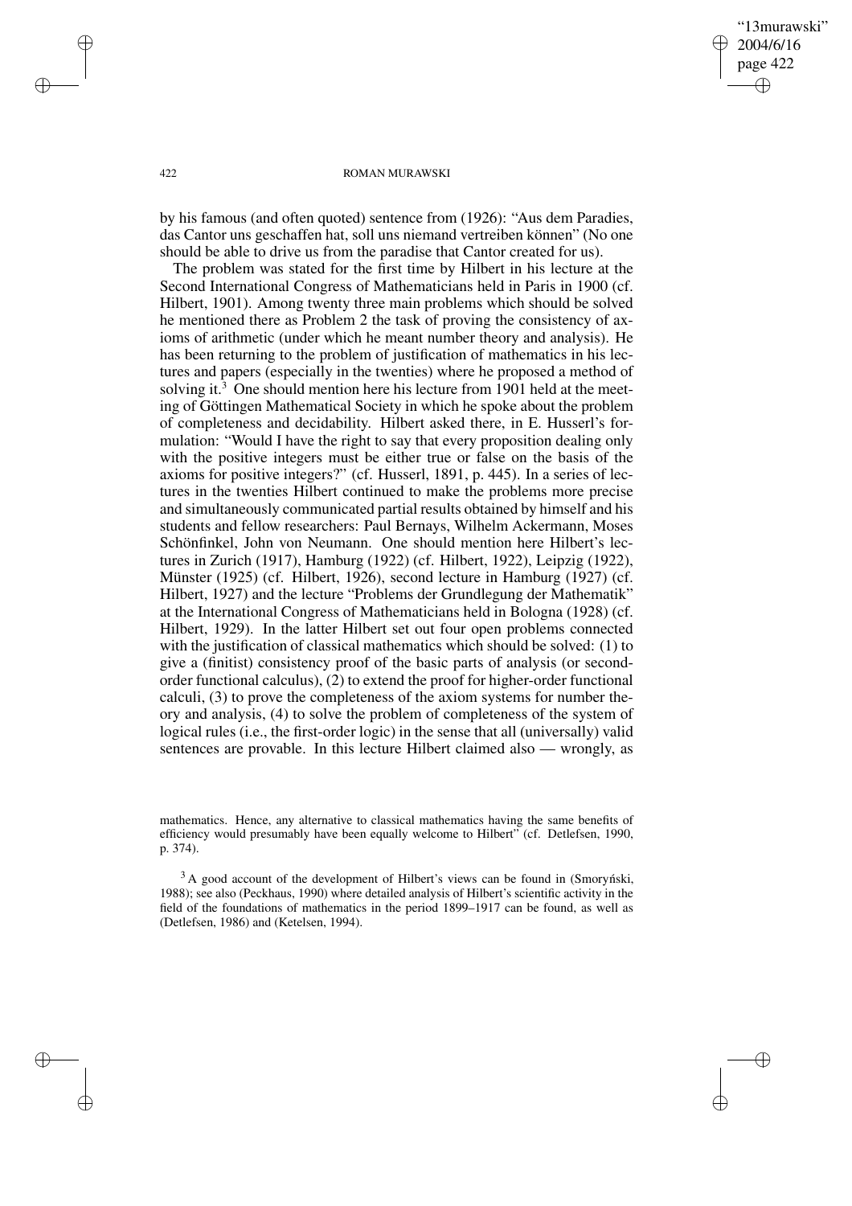by his famous (and often quoted) sentence from (1926): "Aus dem Paradies, das Cantor uns geschaffen hat, soll uns niemand vertreiben können" (No one should be able to drive us from the paradise that Cantor created for us).

The problem was stated for the first time by Hilbert in his lecture at the Second International Congress of Mathematicians held in Paris in 1900 (cf. Hilbert, 1901). Among twenty three main problems which should be solved he mentioned there as Problem 2 the task of proving the consistency of axioms of arithmetic (under which he meant number theory and analysis). He has been returning to the problem of justification of mathematics in his lectures and papers (especially in the twenties) where he proposed a method of solving it.[3] One should mention here his lecture from 1901 held at the meeting of Göttingen Mathematical Society in which he spoke about the problem of completeness and decidability. Hilbert asked there, in E. Husserl's formulation: "Would I have the right to say that every proposition dealing only with the positive integers must be either true or false on the basis of the axioms for positive integers?" (cf. Husserl, 1891, p. 445). In a series of lectures in the twenties Hilbert continued to make the problems more precise and simultaneously communicated partial results obtained by himself and his students and fellow researchers: Paul Bernays, Wilhelm Ackermann, Moses Schönfinkel, John von Neumann. One should mention here Hilbert's lectures in Zurich (1917), Hamburg (1922) (cf. Hilbert, 1922), Leipzig (1922), Münster (1925) (cf. Hilbert, 1926), second lecture in Hamburg (1927) (cf. Hilbert, 1927) and the lecture "Problems der Grundlegung der Mathematik" at the International Congress of Mathematicians held in Bologna (1928) (cf. Hilbert, 1929). In the latter Hilbert set out four open problems connected with the justification of classical mathematics which should be solved: (1) to give a (finitist) consistency proof of the basic parts of analysis (or second-order functional calculus), (2) to extend the proof for higher-order functional calculi, (3) to prove the completeness of the axiom systems for number theory and analysis, (4) to solve the problem of completeness of the system of logical rules (i.e., the first-order logic) in the sense that all (universally) valid sentences are provable. In this lecture Hilbert claimed also — wrongly, as

mathematics. Hence, any alternative to classical mathematics having the same benefits of efficiency would presumably have been equally welcome to Hilbert" (cf. Detlefsen, 1990, p. 374).

[3] A good account of the development of Hilbert's views can be found in (Smoryński, 1988); see also (Peckhaus, 1990) where detailed analysis of Hilbert's scientific activity in the field of the foundations of mathematics in the period 1899–1917 can be found, as well as (Detlefsen, 1986) and (Ketelsen, 1994).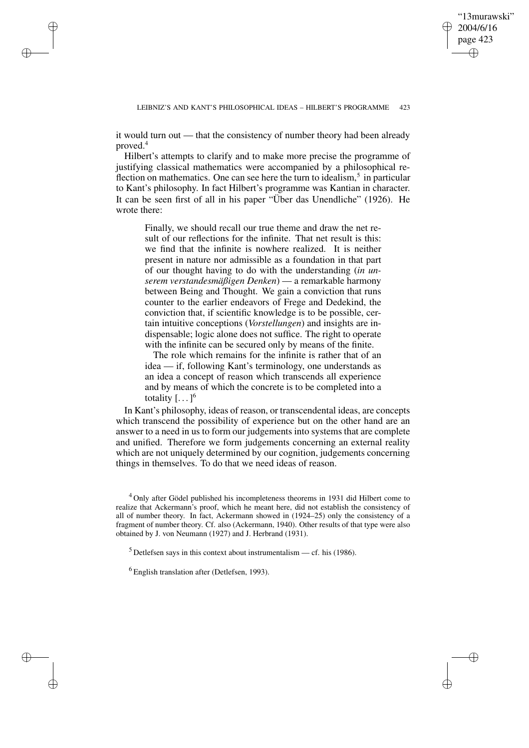it would turn out — that the consistency of number theory had been already proved.[4]

Hilbert's attempts to clarify and to make more precise the programme of justifying classical mathematics were accompanied by a philosophical reflection on mathematics. One can see here the turn to idealism,[5] in particular to Kant's philosophy. In fact Hilbert's programme was Kantian in character. It can be seen first of all in his paper "Über das Unendliche" (1926). He wrote there:

> Finally, we should recall our true theme and draw the net result of our reflections for the infinite. That net result is this: we find that the infinite is nowhere realized. It is neither present in nature nor admissible as a foundation in that part of our thought having to do with the understanding (*in unserem verstandesmäßigen Denken*) — a remarkable harmony between Being and Thought. We gain a conviction that runs counter to the earlier endeavors of Frege and Dedekind, the conviction that, if scientific knowledge is to be possible, certain intuitive conceptions (*Vorstellungen*) and insights are indispensable; logic alone does not suffice. The right to operate with the infinite can be secured only by means of the finite.
>
> The role which remains for the infinite is rather that of an idea — if, following Kant's terminology, one understands as an idea a concept of reason which transcends all experience and by means of which the concrete is to be completed into a totality [...][6]

In Kant's philosophy, ideas of reason, or transcendental ideas, are concepts which transcend the possibility of experience but on the other hand are an answer to a need in us to form our judgements into systems that are complete and unified. Therefore we form judgements concerning an external reality which are not uniquely determined by our cognition, judgements concerning things in themselves. To do that we need ideas of reason.

[4] Only after Gödel published his incompleteness theorems in 1931 did Hilbert come to realize that Ackermann's proof, which he meant here, did not establish the consistency of all of number theory. In fact, Ackermann showed in (1924–25) only the consistency of a fragment of number theory. Cf. also (Ackermann, 1940). Other results of that type were also obtained by J. von Neumann (1927) and J. Herbrand (1931).

[5] Detlefsen says in this context about instrumentalism — cf. his (1986).

[6] English translation after (Detlefsen, 1993).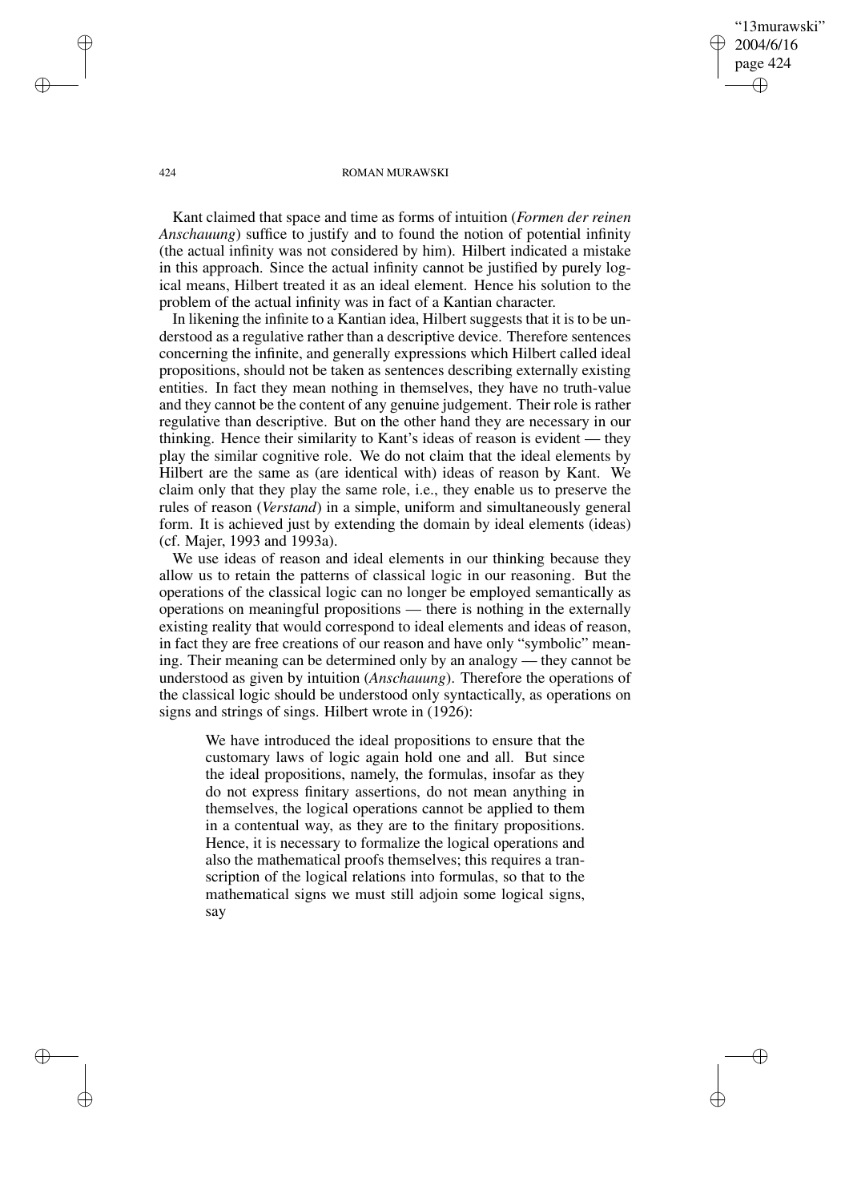Kant claimed that space and time as forms of intuition (*Formen der reinen Anschauung*) suffice to justify and to found the notion of potential infinity (the actual infinity was not considered by him). Hilbert indicated a mistake in this approach. Since the actual infinity cannot be justified by purely logical means, Hilbert treated it as an ideal element. Hence his solution to the problem of the actual infinity was in fact of a Kantian character.

In likening the infinite to a Kantian idea, Hilbert suggests that it is to be understood as a regulative rather than a descriptive device. Therefore sentences concerning the infinite, and generally expressions which Hilbert called ideal propositions, should not be taken as sentences describing externally existing entities. In fact they mean nothing in themselves, they have no truth-value and they cannot be the content of any genuine judgement. Their role is rather regulative than descriptive. But on the other hand they are necessary in our thinking. Hence their similarity to Kant's ideas of reason is evident — they play the similar cognitive role. We do not claim that the ideal elements by Hilbert are the same as (are identical with) ideas of reason by Kant. We claim only that they play the same role, i.e., they enable us to preserve the rules of reason (*Verstand*) in a simple, uniform and simultaneously general form. It is achieved just by extending the domain by ideal elements (ideas) (cf. Majer, 1993 and 1993a).

We use ideas of reason and ideal elements in our thinking because they allow us to retain the patterns of classical logic in our reasoning. But the operations of the classical logic can no longer be employed semantically as operations on meaningful propositions — there is nothing in the externally existing reality that would correspond to ideal elements and ideas of reason, in fact they are free creations of our reason and have only "symbolic" meaning. Their meaning can be determined only by an analogy — they cannot be understood as given by intuition (*Anschauung*). Therefore the operations of the classical logic should be understood only syntactically, as operations on signs and strings of sings. Hilbert wrote in (1926):

> We have introduced the ideal propositions to ensure that the customary laws of logic again hold one and all. But since the ideal propositions, namely, the formulas, insofar as they do not express finitary assertions, do not mean anything in themselves, the logical operations cannot be applied to them in a contentual way, as they are to the finitary propositions. Hence, it is necessary to formalize the logical operations and also the mathematical proofs themselves; this requires a transcription of the logical relations into formulas, so that to the mathematical signs we must still adjoin some logical signs, say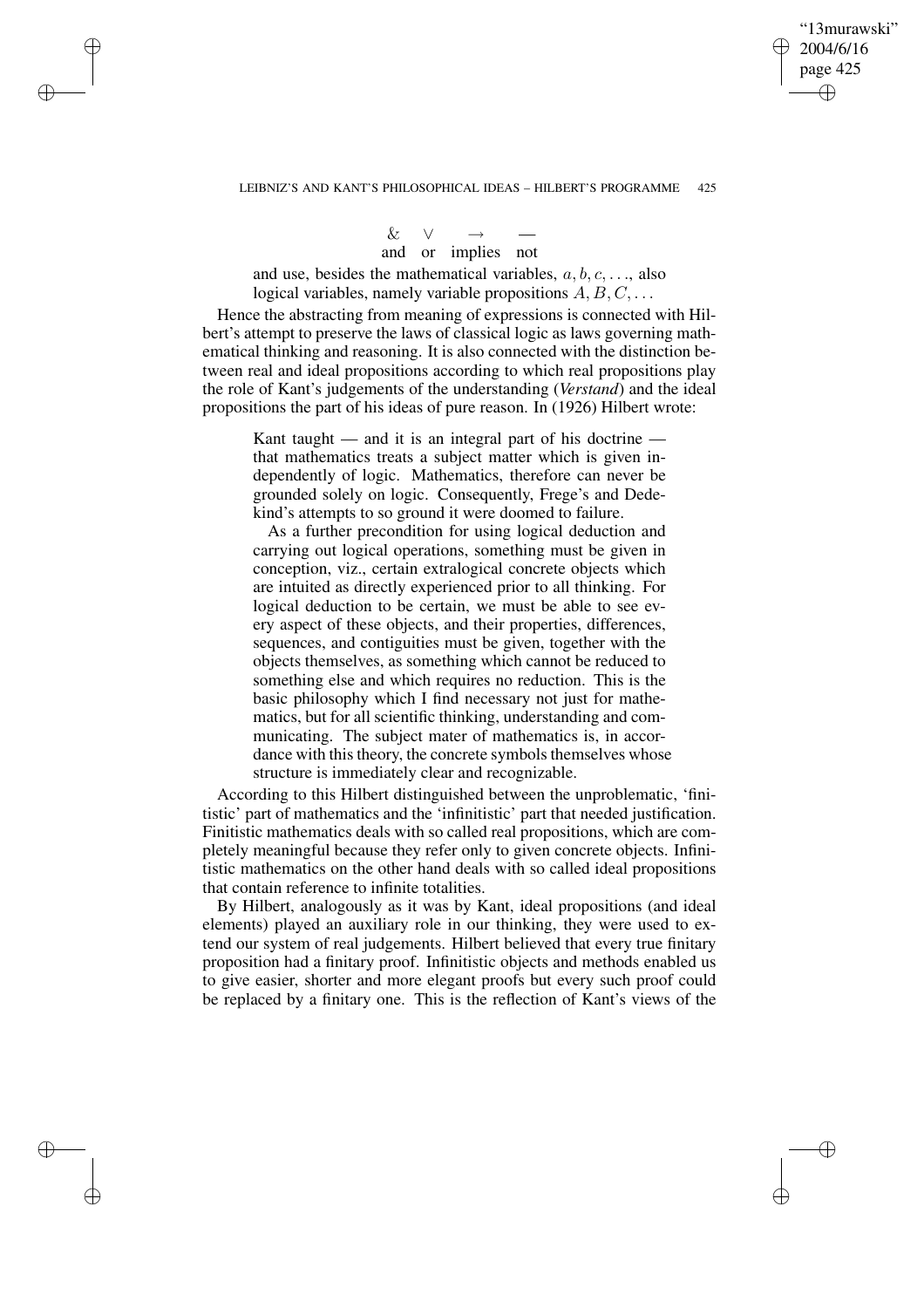| & | ∨ | → | — |
|---|---|---|---|
| and | or | implies | not |

> and use, besides the mathematical variables, $a, b, c, \ldots$, also logical variables, namely variable propositions $A, B, C, \ldots$

Hence the abstracting from meaning of expressions is connected with Hilbert's attempt to preserve the laws of classical logic as laws governing mathematical thinking and reasoning. It is also connected with the distinction between real and ideal propositions according to which real propositions play the role of Kant's judgements of the understanding (*Verstand*) and the ideal propositions the part of his ideas of pure reason. In (1926) Hilbert wrote:

> Kant taught — and it is an integral part of his doctrine — that mathematics treats a subject matter which is given independently of logic. Mathematics, therefore can never be grounded solely on logic. Consequently, Frege's and Dedekind's attempts to so ground it were doomed to failure.
>
> As a further precondition for using logical deduction and carrying out logical operations, something must be given in conception, viz., certain extralogical concrete objects which are intuited as directly experienced prior to all thinking. For logical deduction to be certain, we must be able to see every aspect of these objects, and their properties, differences, sequences, and contiguities must be given, together with the objects themselves, as something which cannot be reduced to something else and which requires no reduction. This is the basic philosophy which I find necessary not just for mathematics, but for all scientific thinking, understanding and communicating. The subject mater of mathematics is, in accordance with this theory, the concrete symbols themselves whose structure is immediately clear and recognizable.

According to this Hilbert distinguished between the unproblematic, 'finitistic' part of mathematics and the 'infinitistic' part that needed justification. Finitistic mathematics deals with so called real propositions, which are completely meaningful because they refer only to given concrete objects. Infinitistic mathematics on the other hand deals with so called ideal propositions that contain reference to infinite totalities.

By Hilbert, analogously as it was by Kant, ideal propositions (and ideal elements) played an auxiliary role in our thinking, they were used to extend our system of real judgements. Hilbert believed that every true finitary proposition had a finitary proof. Infinitistic objects and methods enabled us to give easier, shorter and more elegant proofs but every such proof could be replaced by a finitary one. This is the reflection of Kant's views of the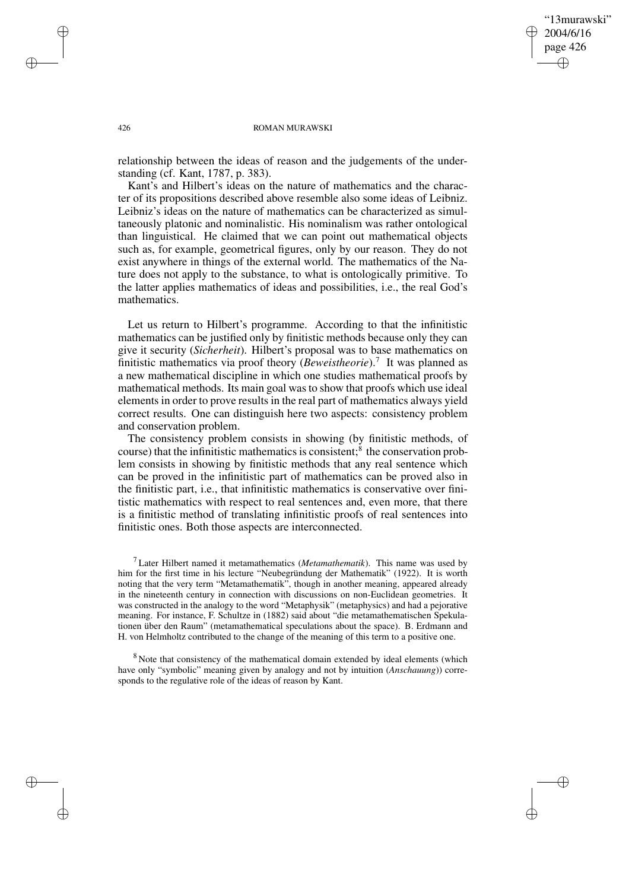relationship between the ideas of reason and the judgements of the understanding (cf. Kant, 1787, p. 383).

Kant's and Hilbert's ideas on the nature of mathematics and the character of its propositions described above resemble also some ideas of Leibniz. Leibniz's ideas on the nature of mathematics can be characterized as simultaneously platonic and nominalistic. His nominalism was rather ontological than linguistical. He claimed that we can point out mathematical objects such as, for example, geometrical figures, only by our reason. They do not exist anywhere in things of the external world. The mathematics of the Nature does not apply to the substance, to what is ontologically primitive. To the latter applies mathematics of ideas and possibilities, i.e., the real God's mathematics.

Let us return to Hilbert's programme. According to that the infinitistic mathematics can be justified only by finitistic methods because only they can give it security (*Sicherheit*). Hilbert's proposal was to base mathematics on finitistic mathematics via proof theory (*Beweistheorie*).[7] It was planned as a new mathematical discipline in which one studies mathematical proofs by mathematical methods. Its main goal was to show that proofs which use ideal elements in order to prove results in the real part of mathematics always yield correct results. One can distinguish here two aspects: consistency problem and conservation problem.

The consistency problem consists in showing (by finitistic methods, of course) that the infinitistic mathematics is consistent;[8] the conservation problem consists in showing by finitistic methods that any real sentence which can be proved in the infinitistic part of mathematics can be proved also in the finitistic part, i.e., that infinitistic mathematics is conservative over finitistic mathematics with respect to real sentences and, even more, that there is a finitistic method of translating infinitistic proofs of real sentences into finitistic ones. Both those aspects are interconnected.

[7] Later Hilbert named it metamathematics (*Metamathematik*). This name was used by him for the first time in his lecture "Neubegründung der Mathematik" (1922). It is worth noting that the very term "Metamathematik", though in another meaning, appeared already in the nineteenth century in connection with discussions on non-Euclidean geometries. It was constructed in the analogy to the word "Metaphysik" (metaphysics) and had a pejorative meaning. For instance, F. Schultze in (1882) said about "die metamathematischen Spekulationen über den Raum" (metamathematical speculations about the space). B. Erdmann and H. von Helmholtz contributed to the change of the meaning of this term to a positive one.

[8] Note that consistency of the mathematical domain extended by ideal elements (which have only "symbolic" meaning given by analogy and not by intuition (*Anschauung*)) corresponds to the regulative role of the ideas of reason by Kant.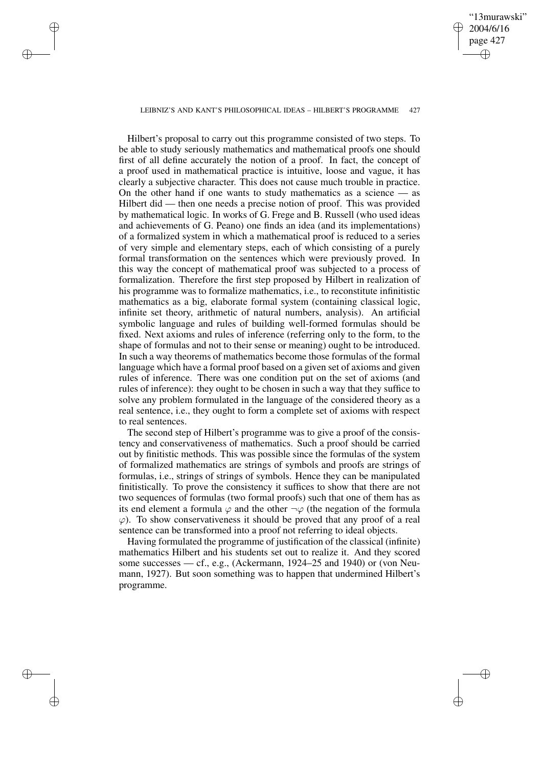Hilbert's proposal to carry out this programme consisted of two steps. To be able to study seriously mathematics and mathematical proofs one should first of all define accurately the notion of a proof. In fact, the concept of a proof used in mathematical practice is intuitive, loose and vague, it has clearly a subjective character. This does not cause much trouble in practice. On the other hand if one wants to study mathematics as a science — as Hilbert did — then one needs a precise notion of proof. This was provided by mathematical logic. In works of G. Frege and B. Russell (who used ideas and achievements of G. Peano) one finds an idea (and its implementations) of a formalized system in which a mathematical proof is reduced to a series of very simple and elementary steps, each of which consisting of a purely formal transformation on the sentences which were previously proved. In this way the concept of mathematical proof was subjected to a process of formalization. Therefore the first step proposed by Hilbert in realization of his programme was to formalize mathematics, i.e., to reconstitute infinitistic mathematics as a big, elaborate formal system (containing classical logic, infinite set theory, arithmetic of natural numbers, analysis). An artificial symbolic language and rules of building well-formed formulas should be fixed. Next axioms and rules of inference (referring only to the form, to the shape of formulas and not to their sense or meaning) ought to be introduced. In such a way theorems of mathematics become those formulas of the formal language which have a formal proof based on a given set of axioms and given rules of inference. There was one condition put on the set of axioms (and rules of inference): they ought to be chosen in such a way that they suffice to solve any problem formulated in the language of the considered theory as a real sentence, i.e., they ought to form a complete set of axioms with respect to real sentences.

The second step of Hilbert's programme was to give a proof of the consistency and conservativeness of mathematics. Such a proof should be carried out by finitistic methods. This was possible since the formulas of the system of formalized mathematics are strings of symbols and proofs are strings of formulas, i.e., strings of strings of symbols. Hence they can be manipulated finitistically. To prove the consistency it suffices to show that there are not two sequences of formulas (two formal proofs) such that one of them has as its end element a formula $\varphi$ and the other $\neg\varphi$ (the negation of the formula $\varphi$). To show conservativeness it should be proved that any proof of a real sentence can be transformed into a proof not referring to ideal objects.

Having formulated the programme of justification of the classical (infinite) mathematics Hilbert and his students set out to realize it. And they scored some successes — cf., e.g., (Ackermann, 1924–25 and 1940) or (von Neumann, 1927). But soon something was to happen that undermined Hilbert's programme.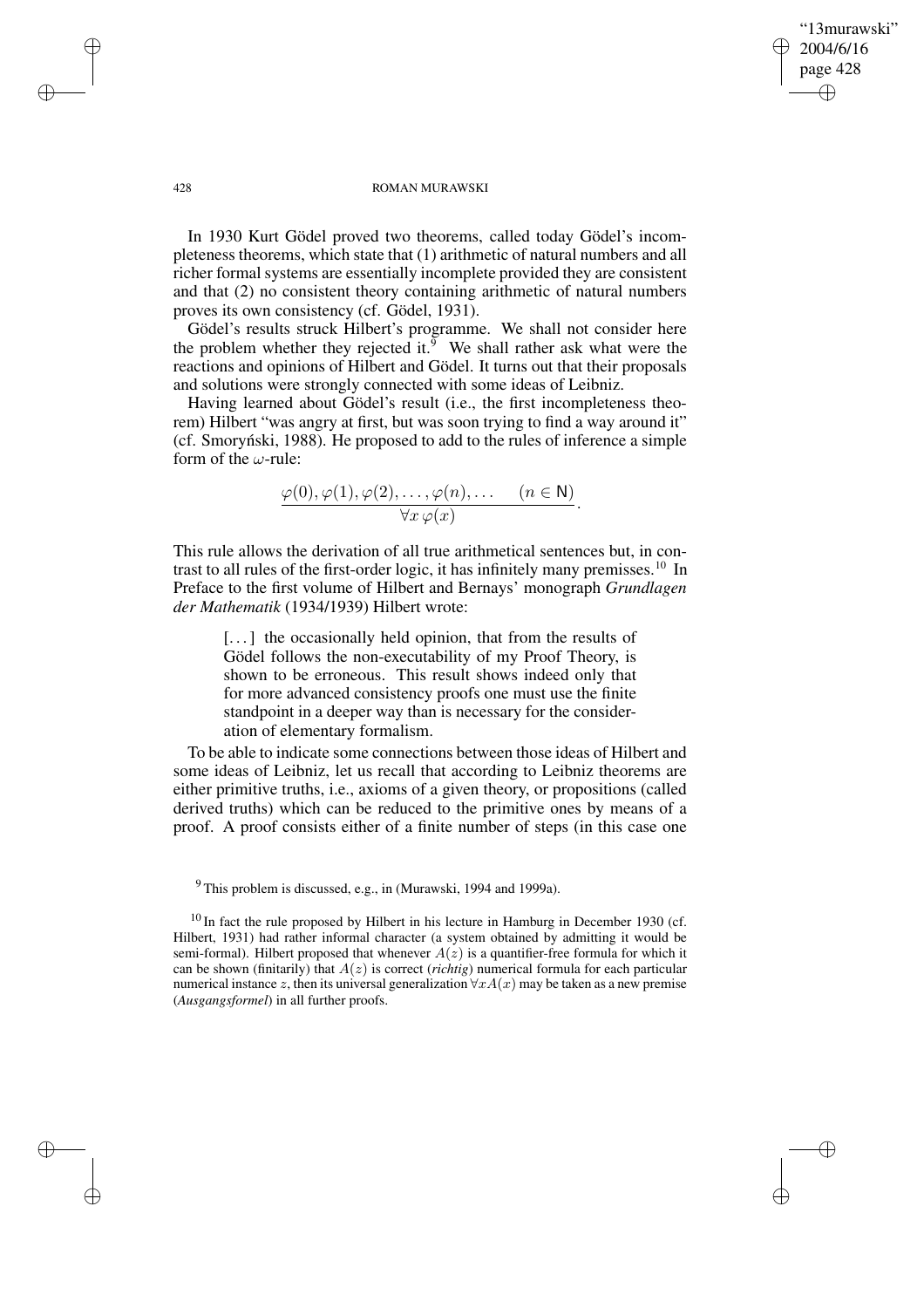In 1930 Kurt Gödel proved two theorems, called today Gödel's incompleteness theorems, which state that (1) arithmetic of natural numbers and all richer formal systems are essentially incomplete provided they are consistent and that (2) no consistent theory containing arithmetic of natural numbers proves its own consistency (cf. Gödel, 1931).

Gödel's results struck Hilbert's programme. We shall not consider here the problem whether they rejected it.[9] We shall rather ask what were the reactions and opinions of Hilbert and Gödel. It turns out that their proposals and solutions were strongly connected with some ideas of Leibniz.

Having learned about Gödel's result (i.e., the first incompleteness theorem) Hilbert "was angry at first, but was soon trying to find a way around it" (cf. Smoryński, 1988). He proposed to add to the rules of inference a simple form of the $\omega$-rule:

$$\frac{\varphi(0), \varphi(1), \varphi(2), \ldots, \varphi(n), \ldots \qquad (n \in \mathsf{N})}{\forall x\, \varphi(x)}.$$

This rule allows the derivation of all true arithmetical sentences but, in contrast to all rules of the first-order logic, it has infinitely many premisses.[10] In Preface to the first volume of Hilbert and Bernays' monograph *Grundlagen der Mathematik* (1934/1939) Hilbert wrote:

> [...] the occasionally held opinion, that from the results of Gödel follows the non-executability of my Proof Theory, is shown to be erroneous. This result shows indeed only that for more advanced consistency proofs one must use the finite standpoint in a deeper way than is necessary for the consideration of elementary formalism.

To be able to indicate some connections between those ideas of Hilbert and some ideas of Leibniz, let us recall that according to Leibniz theorems are either primitive truths, i.e., axioms of a given theory, or propositions (called derived truths) which can be reduced to the primitive ones by means of a proof. A proof consists either of a finite number of steps (in this case one

---

[9] This problem is discussed, e.g., in (Murawski, 1994 and 1999a).

[10] In fact the rule proposed by Hilbert in his lecture in Hamburg in December 1930 (cf. Hilbert, 1931) had rather informal character (a system obtained by admitting it would be semi-formal). Hilbert proposed that whenever $A(z)$ is a quantifier-free formula for which it can be shown (finitarily) that $A(z)$ is correct (*richtig*) numerical formula for each particular numerical instance $z$, then its universal generalization $\forall x A(x)$ may be taken as a new premise (*Ausgangsformel*) in all further proofs.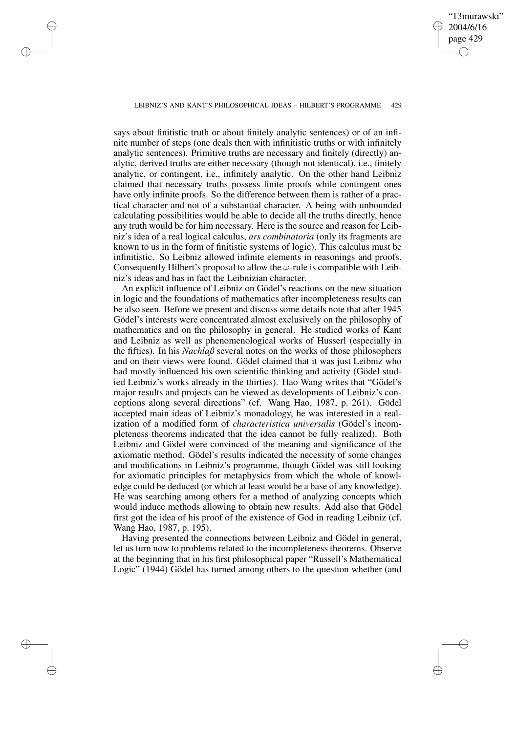says about finitistic truth or about finitely analytic sentences) or of an infinite number of steps (one deals then with infinitistic truths or with infinitely analytic sentences). Primitive truths are necessary and finitely (directly) analytic, derived truths are either necessary (though not identical), i.e., finitely analytic, or contingent, i.e., infinitely analytic. On the other hand Leibniz claimed that necessary truths possess finite proofs while contingent ones have only infinite proofs. So the difference between them is rather of a practical character and not of a substantial character. A being with unbounded calculating possibilities would be able to decide all the truths directly, hence any truth would be for him necessary. Here is the source and reason for Leibniz's idea of a real logical calculus, *ars combinatoria* (only its fragments are known to us in the form of finitistic systems of logic). This calculus must be infinitistic. So Leibniz allowed infinite elements in reasonings and proofs. Consequently Hilbert's proposal to allow the $\omega$-rule is compatible with Leibniz's ideas and has in fact the Leibnizian character.

An explicit influence of Leibniz on Gödel's reactions on the new situation in logic and the foundations of mathematics after incompleteness results can be also seen. Before we present and discuss some details note that after 1945 Gödel's interests were concentrated almost exclusively on the philosophy of mathematics and on the philosophy in general. He studied works of Kant and Leibniz as well as phenomenological works of Husserl (especially in the fifties). In his *Nachlaß* several notes on the works of those philosophers and on their views were found. Gödel claimed that it was just Leibniz who had mostly influenced his own scientific thinking and activity (Gödel studied Leibniz's works already in the thirties). Hao Wang writes that "Gödel's major results and projects can be viewed as developments of Leibniz's conceptions along several directions" (cf. Wang Hao, 1987, p. 261). Gödel accepted main ideas of Leibniz's monadology, he was interested in a realization of a modified form of *characteristica universalis* (Gödel's incompleteness theorems indicated that the idea cannot be fully realized). Both Leibniz and Gödel were convinced of the meaning and significance of the axiomatic method. Gödel's results indicated the necessity of some changes and modifications in Leibniz's programme, though Gödel was still looking for axiomatic principles for metaphysics from which the whole of knowledge could be deduced (or which at least would be a base of any knowledge). He was searching among others for a method of analyzing concepts which would induce methods allowing to obtain new results. Add also that Gödel first got the idea of his proof of the existence of God in reading Leibniz (cf. Wang Hao, 1987, p. 195).

Having presented the connections between Leibniz and Gödel in general, let us turn now to problems related to the incompleteness theorems. Observe at the beginning that in his first philosophical paper "Russell's Mathematical Logic" (1944) Gödel has turned among others to the question whether (and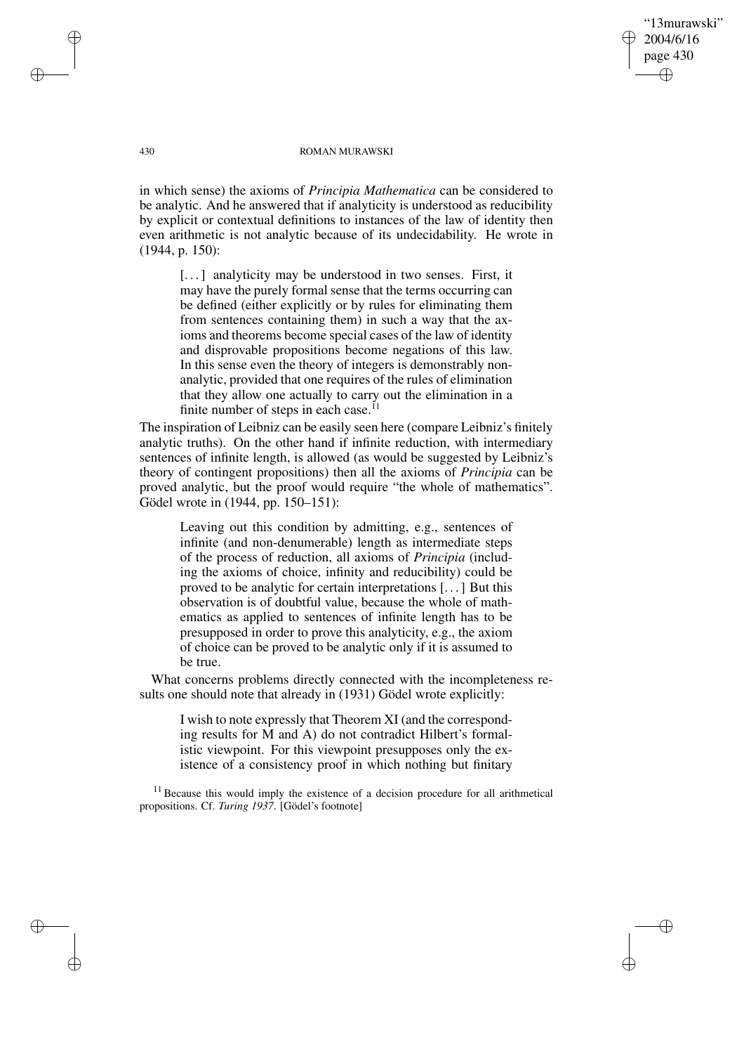in which sense) the axioms of *Principia Mathematica* can be considered to be analytic. And he answered that if analyticity is understood as reducibility by explicit or contextual definitions to instances of the law of identity then even arithmetic is not analytic because of its undecidability. He wrote in (1944, p. 150):

> [...] analyticity may be understood in two senses. First, it may have the purely formal sense that the terms occurring can be defined (either explicitly or by rules for eliminating them from sentences containing them) in such a way that the axioms and theorems become special cases of the law of identity and disprovable propositions become negations of this law. In this sense even the theory of integers is demonstrably non-analytic, provided that one requires of the rules of elimination that they allow one actually to carry out the elimination in a finite number of steps in each case.[11]

The inspiration of Leibniz can be easily seen here (compare Leibniz's finitely analytic truths). On the other hand if infinite reduction, with intermediary sentences of infinite length, is allowed (as would be suggested by Leibniz's theory of contingent propositions) then all the axioms of *Principia* can be proved analytic, but the proof would require "the whole of mathematics". Gödel wrote in (1944, pp. 150–151):

> Leaving out this condition by admitting, e.g., sentences of infinite (and non-denumerable) length as intermediate steps of the process of reduction, all axioms of *Principia* (including the axioms of choice, infinity and reducibility) could be proved to be analytic for certain interpretations [...] But this observation is of doubtful value, because the whole of mathematics as applied to sentences of infinite length has to be presupposed in order to prove this analyticity, e.g., the axiom of choice can be proved to be analytic only if it is assumed to be true.

What concerns problems directly connected with the incompleteness results one should note that already in (1931) Gödel wrote explicitly:

> I wish to note expressly that Theorem XI (and the corresponding results for M and A) do not contradict Hilbert's formalistic viewpoint. For this viewpoint presupposes only the existence of a consistency proof in which nothing but finitary

[11] Because this would imply the existence of a decision procedure for all arithmetical propositions. Cf. *Turing 1937*. [Gödel's footnote]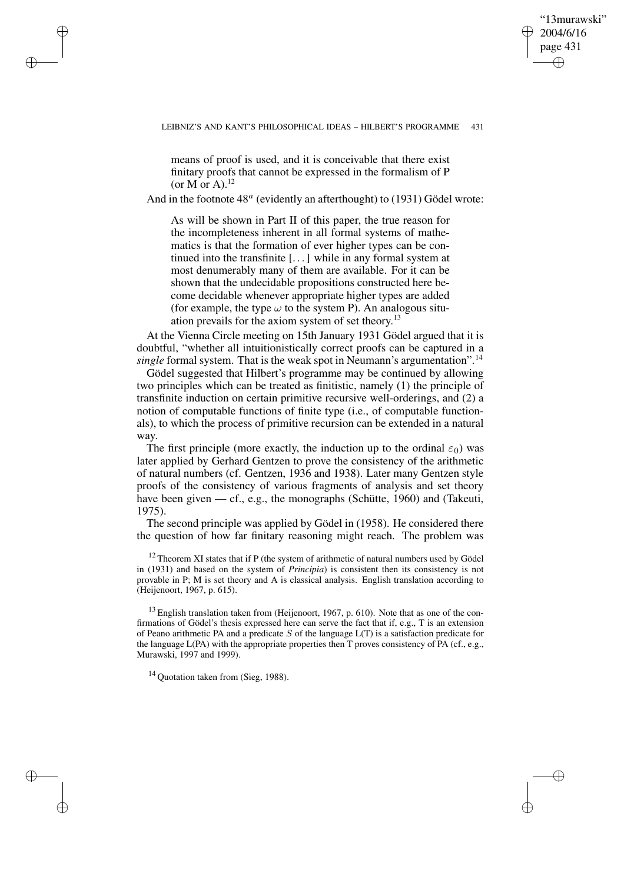means of proof is used, and it is conceivable that there exist finitary proofs that cannot be expressed in the formalism of P (or M or A).[12]

And in the footnote $48^a$ (evidently an afterthought) to (1931) Gödel wrote:

> As will be shown in Part II of this paper, the true reason for the incompleteness inherent in all formal systems of mathematics is that the formation of ever higher types can be continued into the transfinite [...] while in any formal system at most denumerably many of them are available. For it can be shown that the undecidable propositions constructed here become decidable whenever appropriate higher types are added (for example, the type $\omega$ to the system P). An analogous situation prevails for the axiom system of set theory.[13]

At the Vienna Circle meeting on 15th January 1931 Gödel argued that it is doubtful, "whether all intuitionistically correct proofs can be captured in a *single* formal system. That is the weak spot in Neumann's argumentation".[14]

Gödel suggested that Hilbert's programme may be continued by allowing two principles which can be treated as finitistic, namely (1) the principle of transfinite induction on certain primitive recursive well-orderings, and (2) a notion of computable functions of finite type (i.e., of computable functionals), to which the process of primitive recursion can be extended in a natural way.

The first principle (more exactly, the induction up to the ordinal $\varepsilon_0$) was later applied by Gerhard Gentzen to prove the consistency of the arithmetic of natural numbers (cf. Gentzen, 1936 and 1938). Later many Gentzen style proofs of the consistency of various fragments of analysis and set theory have been given — cf., e.g., the monographs (Schütte, 1960) and (Takeuti, 1975).

The second principle was applied by Gödel in (1958). He considered there the question of how far finitary reasoning might reach. The problem was

---

[12] Theorem XI states that if P (the system of arithmetic of natural numbers used by Gödel in (1931) and based on the system of *Principia*) is consistent then its consistency is not provable in P; M is set theory and A is classical analysis. English translation according to (Heijenoort, 1967, p. 615).

[13] English translation taken from (Heijenoort, 1967, p. 610). Note that as one of the confirmations of Gödel's thesis expressed here can serve the fact that if, e.g., T is an extension of Peano arithmetic PA and a predicate $S$ of the language L(T) is a satisfaction predicate for the language L(PA) with the appropriate properties then T proves consistency of PA (cf., e.g., Murawski, 1997 and 1999).

[14] Quotation taken from (Sieg, 1988).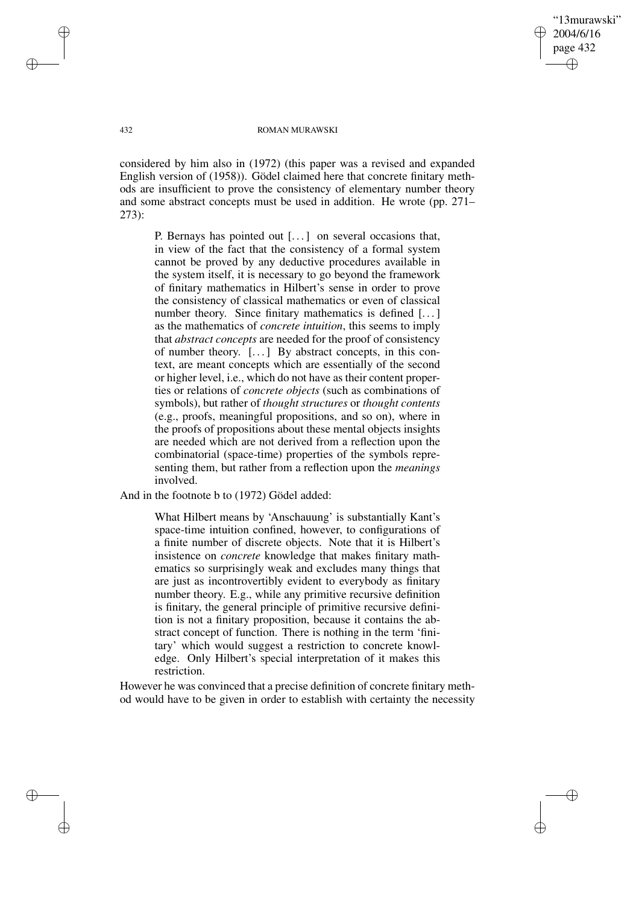considered by him also in (1972) (this paper was a revised and expanded English version of (1958)). Gödel claimed here that concrete finitary methods are insufficient to prove the consistency of elementary number theory and some abstract concepts must be used in addition. He wrote (pp. 271–273):

> P. Bernays has pointed out [...] on several occasions that, in view of the fact that the consistency of a formal system cannot be proved by any deductive procedures available in the system itself, it is necessary to go beyond the framework of finitary mathematics in Hilbert's sense in order to prove the consistency of classical mathematics or even of classical number theory. Since finitary mathematics is defined [...] as the mathematics of *concrete intuition*, this seems to imply that *abstract concepts* are needed for the proof of consistency of number theory. [...] By abstract concepts, in this context, are meant concepts which are essentially of the second or higher level, i.e., which do not have as their content properties or relations of *concrete objects* (such as combinations of symbols), but rather of *thought structures* or *thought contents* (e.g., proofs, meaningful propositions, and so on), where in the proofs of propositions about these mental objects insights are needed which are not derived from a reflection upon the combinatorial (space-time) properties of the symbols representing them, but rather from a reflection upon the *meanings* involved.

And in the footnote b to (1972) Gödel added:

> What Hilbert means by 'Anschauung' is substantially Kant's space-time intuition confined, however, to configurations of a finite number of discrete objects. Note that it is Hilbert's insistence on *concrete* knowledge that makes finitary mathematics so surprisingly weak and excludes many things that are just as incontrovertibly evident to everybody as finitary number theory. E.g., while any primitive recursive definition is finitary, the general principle of primitive recursive definition is not a finitary proposition, because it contains the abstract concept of function. There is nothing in the term 'finitary' which would suggest a restriction to concrete knowledge. Only Hilbert's special interpretation of it makes this restriction.

However he was convinced that a precise definition of concrete finitary method would have to be given in order to establish with certainty the necessity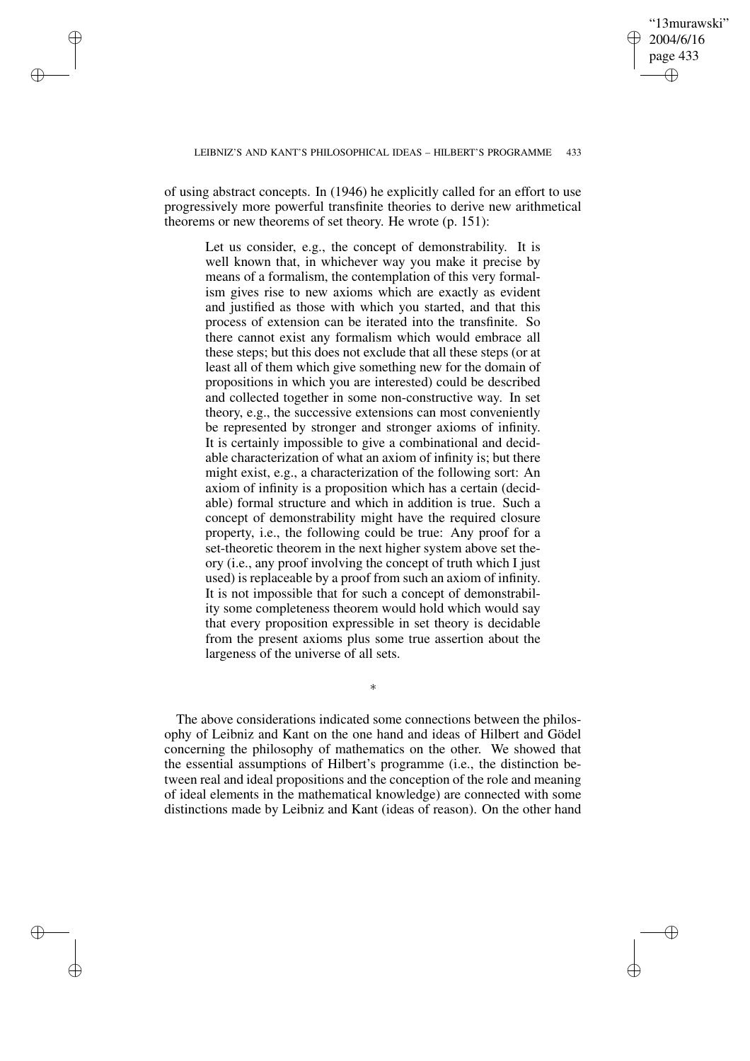of using abstract concepts. In (1946) he explicitly called for an effort to use progressively more powerful transfinite theories to derive new arithmetical theorems or new theorems of set theory. He wrote (p. 151):

> Let us consider, e.g., the concept of demonstrability. It is well known that, in whichever way you make it precise by means of a formalism, the contemplation of this very formalism gives rise to new axioms which are exactly as evident and justified as those with which you started, and that this process of extension can be iterated into the transfinite. So there cannot exist any formalism which would embrace all these steps; but this does not exclude that all these steps (or at least all of them which give something new for the domain of propositions in which you are interested) could be described and collected together in some non-constructive way. In set theory, e.g., the successive extensions can most conveniently be represented by stronger and stronger axioms of infinity. It is certainly impossible to give a combinational and decidable characterization of what an axiom of infinity is; but there might exist, e.g., a characterization of the following sort: An axiom of infinity is a proposition which has a certain (decidable) formal structure and which in addition is true. Such a concept of demonstrability might have the required closure property, i.e., the following could be true: Any proof for a set-theoretic theorem in the next higher system above set theory (i.e., any proof involving the concept of truth which I just used) is replaceable by a proof from such an axiom of infinity. It is not impossible that for such a concept of demonstrability some completeness theorem would hold which would say that every proposition expressible in set theory is decidable from the present axioms plus some true assertion about the largeness of the universe of all sets.

*

The above considerations indicated some connections between the philosophy of Leibniz and Kant on the one hand and ideas of Hilbert and Gödel concerning the philosophy of mathematics on the other. We showed that the essential assumptions of Hilbert's programme (i.e., the distinction between real and ideal propositions and the conception of the role and meaning of ideal elements in the mathematical knowledge) are connected with some distinctions made by Leibniz and Kant (ideas of reason). On the other hand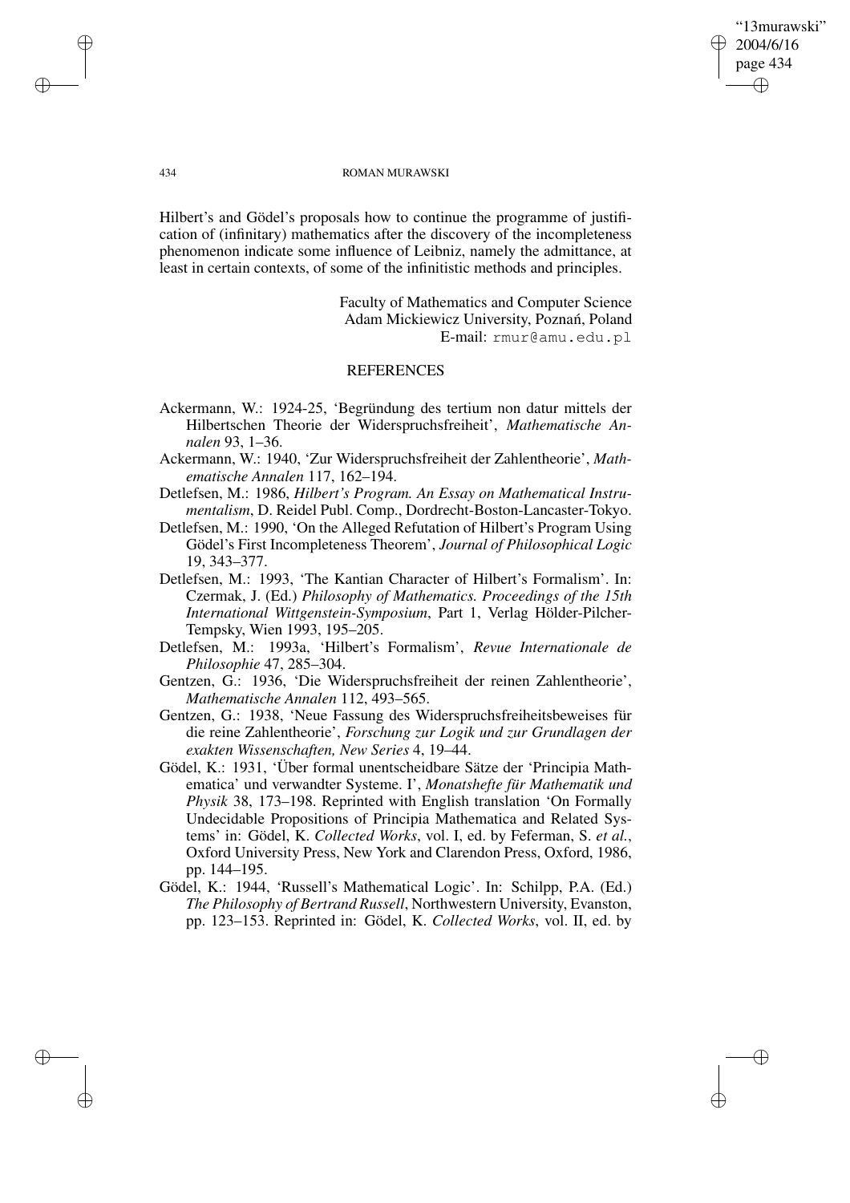Hilbert's and Gödel's proposals how to continue the programme of justification of (infinitary) mathematics after the discovery of the incompleteness phenomenon indicate some influence of Leibniz, namely the admittance, at least in certain contexts, of some of the infinitistic methods and principles.

Faculty of Mathematics and Computer Science
Adam Mickiewicz University, Poznań, Poland
E-mail: rmur@amu.edu.pl

## REFERENCES

Ackermann, W.: 1924-25, 'Begründung des tertium non datur mittels der Hilbertschen Theorie der Widerspruchsfreiheit', *Mathematische Annalen* 93, 1–36.

Ackermann, W.: 1940, 'Zur Widerspruchsfreiheit der Zahlentheorie', *Mathematische Annalen* 117, 162–194.

Detlefsen, M.: 1986, *Hilbert's Program. An Essay on Mathematical Instrumentalism*, D. Reidel Publ. Comp., Dordrecht-Boston-Lancaster-Tokyo.

Detlefsen, M.: 1990, 'On the Alleged Refutation of Hilbert's Program Using Gödel's First Incompleteness Theorem', *Journal of Philosophical Logic* 19, 343–377.

Detlefsen, M.: 1993, 'The Kantian Character of Hilbert's Formalism'. In: Czermak, J. (Ed.) *Philosophy of Mathematics. Proceedings of the 15th International Wittgenstein-Symposium*, Part 1, Verlag Hölder-Pilcher-Tempsky, Wien 1993, 195–205.

Detlefsen, M.: 1993a, 'Hilbert's Formalism', *Revue Internationale de Philosophie* 47, 285–304.

Gentzen, G.: 1936, 'Die Widerspruchsfreiheit der reinen Zahlentheorie', *Mathematische Annalen* 112, 493–565.

Gentzen, G.: 1938, 'Neue Fassung des Widerspruchsfreiheitsbeweises für die reine Zahlentheorie', *Forschung zur Logik und zur Grundlagen der exakten Wissenschaften, New Series* 4, 19–44.

Gödel, K.: 1931, 'Über formal unentscheidbare Sätze der 'Principia Mathematica' und verwandter Systeme. I', *Monatshefte für Mathematik und Physik* 38, 173–198. Reprinted with English translation 'On Formally Undecidable Propositions of Principia Mathematica and Related Systems' in: Gödel, K. *Collected Works*, vol. I, ed. by Feferman, S. *et al.*, Oxford University Press, New York and Clarendon Press, Oxford, 1986, pp. 144–195.

Gödel, K.: 1944, 'Russell's Mathematical Logic'. In: Schilpp, P.A. (Ed.) *The Philosophy of Bertrand Russell*, Northwestern University, Evanston, pp. 123–153. Reprinted in: Gödel, K. *Collected Works*, vol. II, ed. by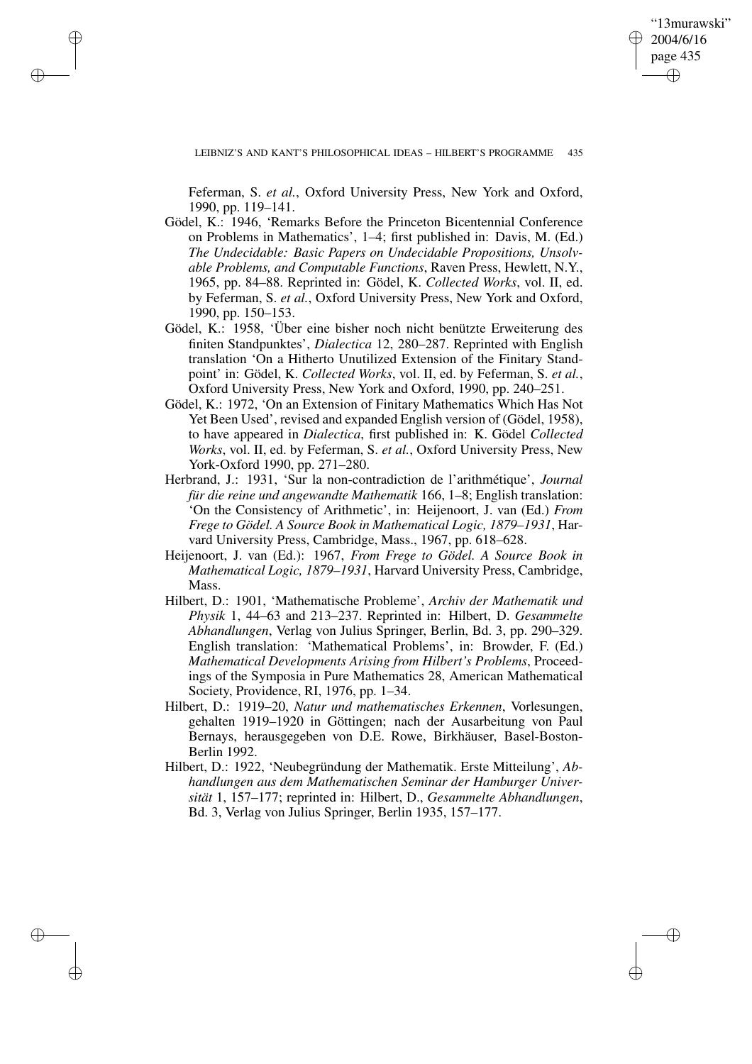Feferman, S. *et al.*, Oxford University Press, New York and Oxford, 1990, pp. 119–141.

Gödel, K.: 1946, 'Remarks Before the Princeton Bicentennial Conference on Problems in Mathematics', 1–4; first published in: Davis, M. (Ed.) *The Undecidable: Basic Papers on Undecidable Propositions, Unsolvable Problems, and Computable Functions*, Raven Press, Hewlett, N.Y., 1965, pp. 84–88. Reprinted in: Gödel, K. *Collected Works*, vol. II, ed. by Feferman, S. *et al.*, Oxford University Press, New York and Oxford, 1990, pp. 150–153.

Gödel, K.: 1958, 'Über eine bisher noch nicht benützte Erweiterung des finiten Standpunktes', *Dialectica* 12, 280–287. Reprinted with English translation 'On a Hitherto Unutilized Extension of the Finitary Standpoint' in: Gödel, K. *Collected Works*, vol. II, ed. by Feferman, S. *et al.*, Oxford University Press, New York and Oxford, 1990, pp. 240–251.

Gödel, K.: 1972, 'On an Extension of Finitary Mathematics Which Has Not Yet Been Used', revised and expanded English version of (Gödel, 1958), to have appeared in *Dialectica*, first published in: K. Gödel *Collected Works*, vol. II, ed. by Feferman, S. *et al.*, Oxford University Press, New York-Oxford 1990, pp. 271–280.

Herbrand, J.: 1931, 'Sur la non-contradiction de l'arithmétique', *Journal für die reine und angewandte Mathematik* 166, 1–8; English translation: 'On the Consistency of Arithmetic', in: Heijenoort, J. van (Ed.) *From Frege to Gödel. A Source Book in Mathematical Logic, 1879–1931*, Harvard University Press, Cambridge, Mass., 1967, pp. 618–628.

Heijenoort, J. van (Ed.): 1967, *From Frege to Gödel. A Source Book in Mathematical Logic, 1879–1931*, Harvard University Press, Cambridge, Mass.

Hilbert, D.: 1901, 'Mathematische Probleme', *Archiv der Mathematik und Physik* 1, 44–63 and 213–237. Reprinted in: Hilbert, D. *Gesammelte Abhandlungen*, Verlag von Julius Springer, Berlin, Bd. 3, pp. 290–329. English translation: 'Mathematical Problems', in: Browder, F. (Ed.) *Mathematical Developments Arising from Hilbert's Problems*, Proceedings of the Symposia in Pure Mathematics 28, American Mathematical Society, Providence, RI, 1976, pp. 1–34.

Hilbert, D.: 1919–20, *Natur und mathematisches Erkennen*, Vorlesungen, gehalten 1919–1920 in Göttingen; nach der Ausarbeitung von Paul Bernays, herausgegeben von D.E. Rowe, Birkhäuser, Basel-Boston-Berlin 1992.

Hilbert, D.: 1922, 'Neubegründung der Mathematik. Erste Mitteilung', *Abhandlungen aus dem Mathematischen Seminar der Hamburger Universität* 1, 157–177; reprinted in: Hilbert, D., *Gesammelte Abhandlungen*, Bd. 3, Verlag von Julius Springer, Berlin 1935, 157–177.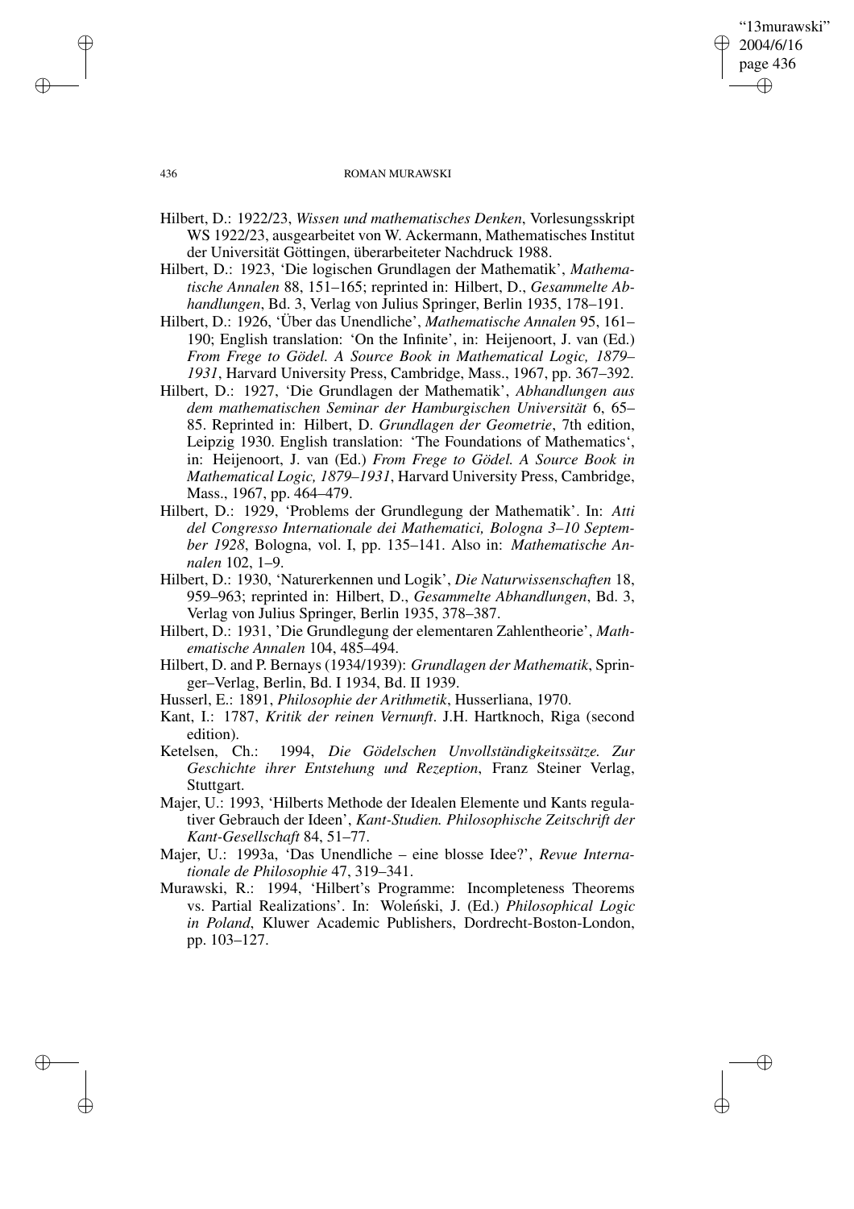Hilbert, D.: 1922/23, *Wissen und mathematisches Denken*, Vorlesungsskript WS 1922/23, ausgearbeitet von W. Ackermann, Mathematisches Institut der Universität Göttingen, überarbeiteter Nachdruck 1988.

Hilbert, D.: 1923, 'Die logischen Grundlagen der Mathematik', *Mathematische Annalen* 88, 151–165; reprinted in: Hilbert, D., *Gesammelte Abhandlungen*, Bd. 3, Verlag von Julius Springer, Berlin 1935, 178–191.

Hilbert, D.: 1926, 'Über das Unendliche', *Mathematische Annalen* 95, 161–190; English translation: 'On the Infinite', in: Heijenoort, J. van (Ed.) *From Frege to Gödel. A Source Book in Mathematical Logic, 1879–1931*, Harvard University Press, Cambridge, Mass., 1967, pp. 367–392.

Hilbert, D.: 1927, 'Die Grundlagen der Mathematik', *Abhandlungen aus dem mathematischen Seminar der Hamburgischen Universität* 6, 65–85. Reprinted in: Hilbert, D. *Grundlagen der Geometrie*, 7th edition, Leipzig 1930. English translation: 'The Foundations of Mathematics', in: Heijenoort, J. van (Ed.) *From Frege to Gödel. A Source Book in Mathematical Logic, 1879–1931*, Harvard University Press, Cambridge, Mass., 1967, pp. 464–479.

Hilbert, D.: 1929, 'Problems der Grundlegung der Mathematik'. In: *Atti del Congresso Internationale dei Mathematici, Bologna 3–10 September 1928*, Bologna, vol. I, pp. 135–141. Also in: *Mathematische Annalen* 102, 1–9.

Hilbert, D.: 1930, 'Naturerkennen und Logik', *Die Naturwissenschaften* 18, 959–963; reprinted in: Hilbert, D., *Gesammelte Abhandlungen*, Bd. 3, Verlag von Julius Springer, Berlin 1935, 378–387.

Hilbert, D.: 1931, 'Die Grundlegung der elementaren Zahlentheorie', *Mathematische Annalen* 104, 485–494.

Hilbert, D. and P. Bernays (1934/1939): *Grundlagen der Mathematik*, Springer–Verlag, Berlin, Bd. I 1934, Bd. II 1939.

Husserl, E.: 1891, *Philosophie der Arithmetik*, Husserliana, 1970.

Kant, I.: 1787, *Kritik der reinen Vernunft*. J.H. Hartknoch, Riga (second edition).

Ketelsen, Ch.: 1994, *Die Gödelschen Unvollständigkeitssätze. Zur Geschichte ihrer Entstehung und Rezeption*, Franz Steiner Verlag, Stuttgart.

Majer, U.: 1993, 'Hilberts Methode der Idealen Elemente und Kants regulativer Gebrauch der Ideen', *Kant-Studien. Philosophische Zeitschrift der Kant-Gesellschaft* 84, 51–77.

Majer, U.: 1993a, 'Das Unendliche – eine blosse Idee?', *Revue Internationale de Philosophie* 47, 319–341.

Murawski, R.: 1994, 'Hilbert's Programme: Incompleteness Theorems vs. Partial Realizations'. In: Woleński, J. (Ed.) *Philosophical Logic in Poland*, Kluwer Academic Publishers, Dordrecht-Boston-London, pp. 103–127.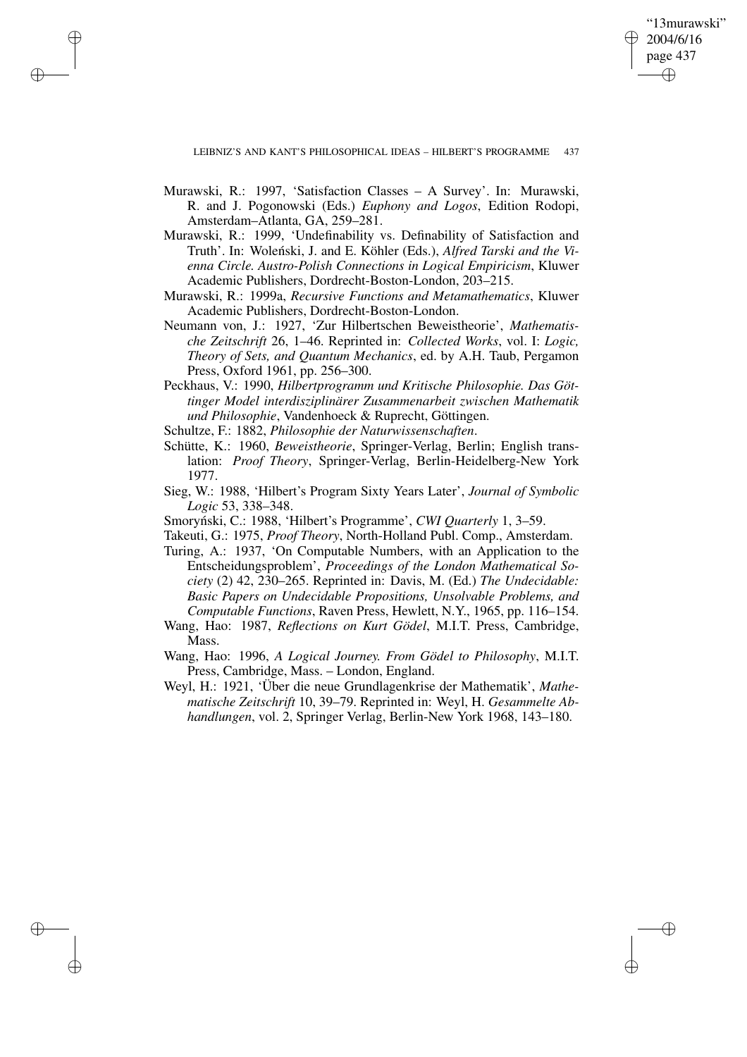Murawski, R.: 1997, 'Satisfaction Classes – A Survey'. In: Murawski, R. and J. Pogonowski (Eds.) *Euphony and Logos*, Edition Rodopi, Amsterdam–Atlanta, GA, 259–281.

Murawski, R.: 1999, 'Undefinability vs. Definability of Satisfaction and Truth'. In: Woleński, J. and E. Köhler (Eds.), *Alfred Tarski and the Vienna Circle. Austro-Polish Connections in Logical Empiricism*, Kluwer Academic Publishers, Dordrecht-Boston-London, 203–215.

Murawski, R.: 1999a, *Recursive Functions and Metamathematics*, Kluwer Academic Publishers, Dordrecht-Boston-London.

Neumann von, J.: 1927, 'Zur Hilbertschen Beweistheorie', *Mathematische Zeitschrift* 26, 1–46. Reprinted in: *Collected Works*, vol. I: *Logic, Theory of Sets, and Quantum Mechanics*, ed. by A.H. Taub, Pergamon Press, Oxford 1961, pp. 256–300.

Peckhaus, V.: 1990, *Hilbertprogramm und Kritische Philosophie. Das Göttinger Model interdisziplinärer Zusammenarbeit zwischen Mathematik und Philosophie*, Vandenhoeck & Ruprecht, Göttingen.

Schultze, F.: 1882, *Philosophie der Naturwissenschaften*.

Schütte, K.: 1960, *Beweistheorie*, Springer-Verlag, Berlin; English translation: *Proof Theory*, Springer-Verlag, Berlin-Heidelberg-New York 1977.

Sieg, W.: 1988, 'Hilbert's Program Sixty Years Later', *Journal of Symbolic Logic* 53, 338–348.

Smoryński, C.: 1988, 'Hilbert's Programme', *CWI Quarterly* 1, 3–59.

Takeuti, G.: 1975, *Proof Theory*, North-Holland Publ. Comp., Amsterdam.

Turing, A.: 1937, 'On Computable Numbers, with an Application to the Entscheidungsproblem', *Proceedings of the London Mathematical Society* (2) 42, 230–265. Reprinted in: Davis, M. (Ed.) *The Undecidable: Basic Papers on Undecidable Propositions, Unsolvable Problems, and Computable Functions*, Raven Press, Hewlett, N.Y., 1965, pp. 116–154.

Wang, Hao: 1987, *Reflections on Kurt Gödel*, M.I.T. Press, Cambridge, Mass.

Wang, Hao: 1996, *A Logical Journey. From Gödel to Philosophy*, M.I.T. Press, Cambridge, Mass. – London, England.

Weyl, H.: 1921, 'Über die neue Grundlagenkrise der Mathematik', *Mathematische Zeitschrift* 10, 39–79. Reprinted in: Weyl, H. *Gesammelte Abhandlungen*, vol. 2, Springer Verlag, Berlin-New York 1968, 143–180.